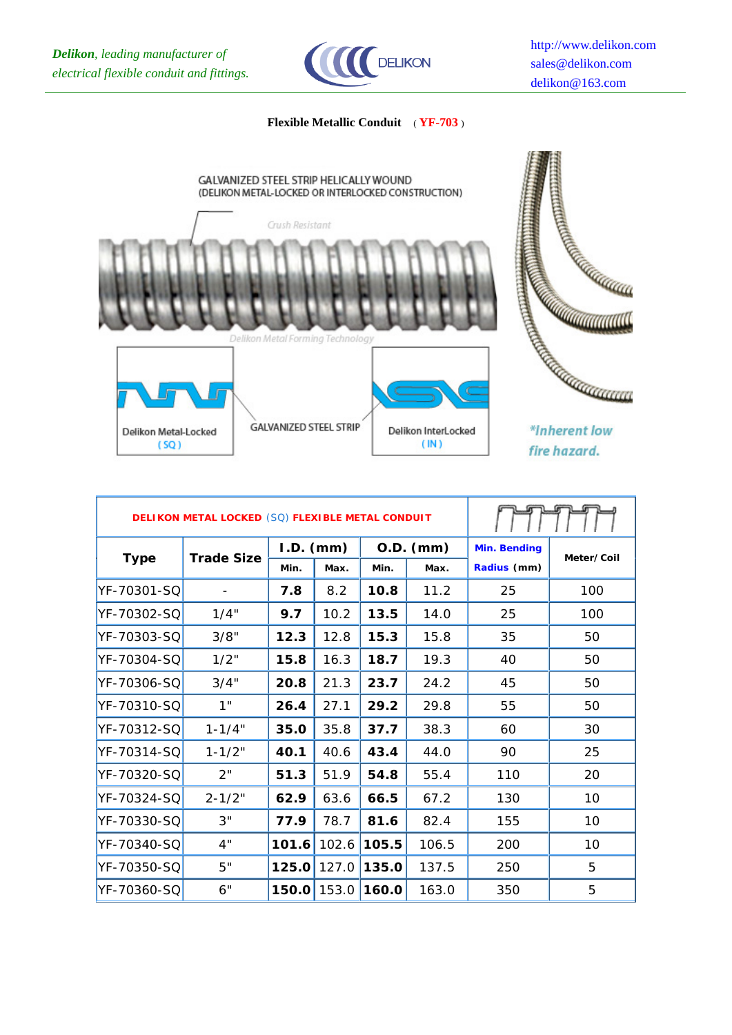*Delikon, leading manufacturer of electrical flexible conduit and fittings.*

http://www.delikon.com
sales@delikon.com
delikon@163.com

**Flexible Metallic Conduit** ( **YF-703** )

GALVANIZED STEEL STRIP HELICALLY WOUND
(DELIKON METAL-LOCKED OR INTERLOCKED CONSTRUCTION)

Crush Resistant

Delikon Metal Forming Technology

Delikon Metal-Locked (SQ)

GALVANIZED STEEL STRIP

Delikon InterLocked (IN)

*Inherent low fire hazard.*

| DELIKON METAL LOCKED (SQ) FLEXIBLE METAL CONDUIT | | | | | | | |
|---|---|---|---|---|---|---|---|
| Type | Trade Size | I.D. (mm) | | O.D. (mm) | | Min. Bending Radius (mm) | Meter/ Coil |
| | | Min. | Max. | Min. | Max. | | |
| YF-70301-SQ | - | **7.8** | 8.2 | **10.8** | 11.2 | 25 | 100 |
| YF-70302-SQ | 1/4" | **9.7** | 10.2 | **13.5** | 14.0 | 25 | 100 |
| YF-70303-SQ | 3/8" | **12.3** | 12.8 | **15.3** | 15.8 | 35 | 50 |
| YF-70304-SQ | 1/2" | **15.8** | 16.3 | **18.7** | 19.3 | 40 | 50 |
| YF-70306-SQ | 3/4" | **20.8** | 21.3 | **23.7** | 24.2 | 45 | 50 |
| YF-70310-SQ | 1" | **26.4** | 27.1 | **29.2** | 29.8 | 55 | 50 |
| YF-70312-SQ | 1-1/4" | **35.0** | 35.8 | **37.7** | 38.3 | 60 | 30 |
| YF-70314-SQ | 1-1/2" | **40.1** | 40.6 | **43.4** | 44.0 | 90 | 25 |
| YF-70320-SQ | 2" | **51.3** | 51.9 | **54.8** | 55.4 | 110 | 20 |
| YF-70324-SQ | 2-1/2" | **62.9** | 63.6 | **66.5** | 67.2 | 130 | 10 |
| YF-70330-SQ | 3" | **77.9** | 78.7 | **81.6** | 82.4 | 155 | 10 |
| YF-70340-SQ | 4" | **101.6** | 102.6 | **105.5** | 106.5 | 200 | 10 |
| YF-70350-SQ | 5" | **125.0** | 127.0 | **135.0** | 137.5 | 250 | 5 |
| YF-70360-SQ | 6" | **150.0** | 153.0 | **160.0** | 163.0 | 350 | 5 |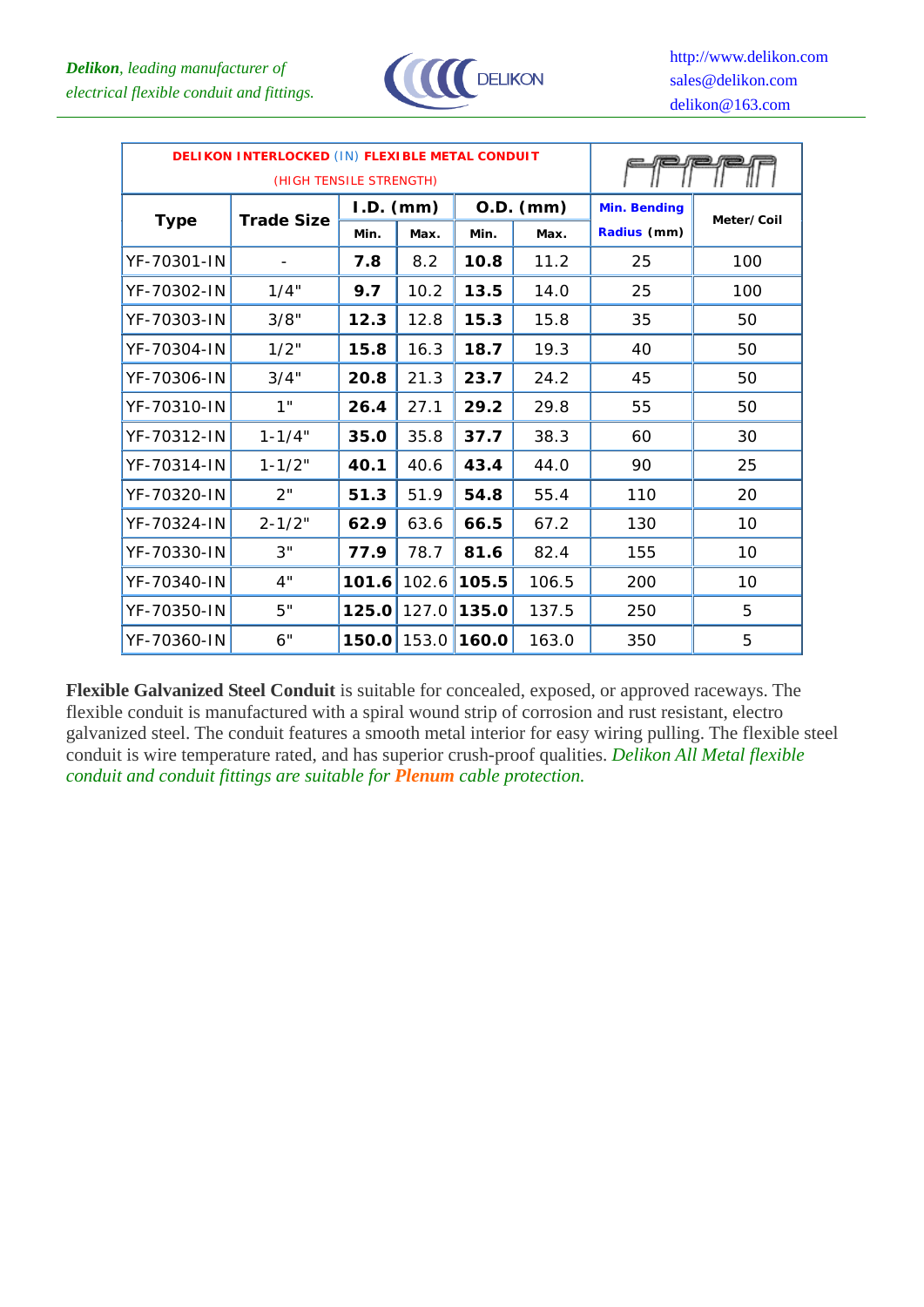*Delikon, leading manufacturer of electrical flexible conduit and fittings.*

DELIKON

http://www.delikon.com
sales@delikon.com
delikon@163.com

| DELIKON INTERLOCKED (IN) FLEXIBLE METAL CONDUIT (HIGH TENSILE STRENGTH) | | | | | | | |
|---|---|---|---|---|---|---|---|
| **Type** | **Trade Size** | **I.D. (mm)** | | **O.D. (mm)** | | **Min. Bending Radius (mm)** | **Meter/Coil** |
| | | **Min.** | **Max.** | **Min.** | **Max.** | | |
| YF-70301-IN | - | **7.8** | 8.2 | **10.8** | 11.2 | 25 | 100 |
| YF-70302-IN | 1/4" | **9.7** | 10.2 | **13.5** | 14.0 | 25 | 100 |
| YF-70303-IN | 3/8" | **12.3** | 12.8 | **15.3** | 15.8 | 35 | 50 |
| YF-70304-IN | 1/2" | **15.8** | 16.3 | **18.7** | 19.3 | 40 | 50 |
| YF-70306-IN | 3/4" | **20.8** | 21.3 | **23.7** | 24.2 | 45 | 50 |
| YF-70310-IN | 1" | **26.4** | 27.1 | **29.2** | 29.8 | 55 | 50 |
| YF-70312-IN | 1-1/4" | **35.0** | 35.8 | **37.7** | 38.3 | 60 | 30 |
| YF-70314-IN | 1-1/2" | **40.1** | 40.6 | **43.4** | 44.0 | 90 | 25 |
| YF-70320-IN | 2" | **51.3** | 51.9 | **54.8** | 55.4 | 110 | 20 |
| YF-70324-IN | 2-1/2" | **62.9** | 63.6 | **66.5** | 67.2 | 130 | 10 |
| YF-70330-IN | 3" | **77.9** | 78.7 | **81.6** | 82.4 | 155 | 10 |
| YF-70340-IN | 4" | **101.6** | 102.6 | **105.5** | 106.5 | 200 | 10 |
| YF-70350-IN | 5" | **125.0** | 127.0 | **135.0** | 137.5 | 250 | 5 |
| YF-70360-IN | 6" | **150.0** | 153.0 | **160.0** | 163.0 | 350 | 5 |

**Flexible Galvanized Steel Conduit** is suitable for concealed, exposed, or approved raceways. The flexible conduit is manufactured with a spiral wound strip of corrosion and rust resistant, electro galvanized steel. The conduit features a smooth metal interior for easy wiring pulling. The flexible steel conduit is wire temperature rated, and has superior crush-proof qualities. *Delikon All Metal flexible conduit and conduit fittings are suitable for **Plenum** cable protection.*